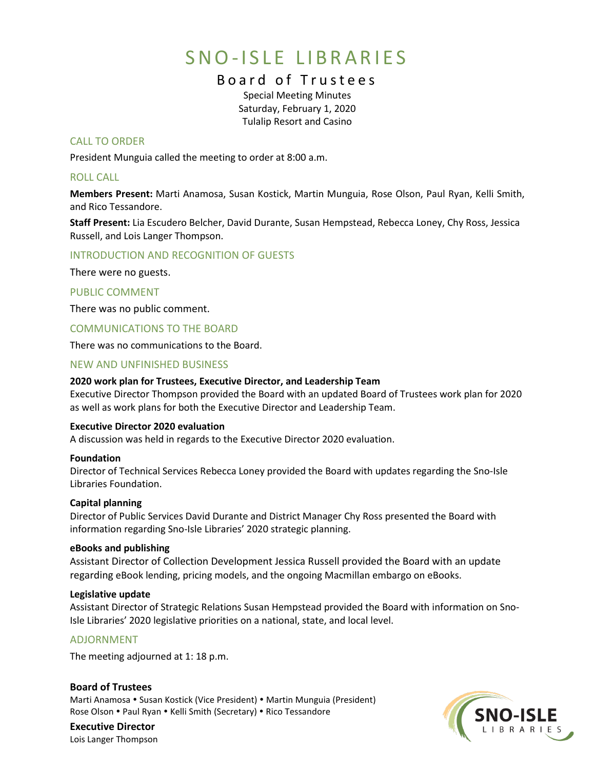# SNO-ISLE LIBRARIES

## Board of Trustees

Special Meeting Minutes
Saturday, February 1, 2020
Tulalip Resort and Casino

### CALL TO ORDER

President Munguia called the meeting to order at 8:00 a.m.

### ROLL CALL

**Members Present:** Marti Anamosa, Susan Kostick, Martin Munguia, Rose Olson, Paul Ryan, Kelli Smith, and Rico Tessandore.

**Staff Present:** Lia Escudero Belcher, David Durante, Susan Hempstead, Rebecca Loney, Chy Ross, Jessica Russell, and Lois Langer Thompson.

### INTRODUCTION AND RECOGNITION OF GUESTS

There were no guests.

### PUBLIC COMMENT

There was no public comment.

### COMMUNICATIONS TO THE BOARD

There was no communications to the Board.

### NEW AND UNFINISHED BUSINESS

**2020 work plan for Trustees, Executive Director, and Leadership Team**
Executive Director Thompson provided the Board with an updated Board of Trustees work plan for 2020 as well as work plans for both the Executive Director and Leadership Team.

**Executive Director 2020 evaluation**
A discussion was held in regards to the Executive Director 2020 evaluation.

**Foundation**
Director of Technical Services Rebecca Loney provided the Board with updates regarding the Sno-Isle Libraries Foundation.

**Capital planning**
Director of Public Services David Durante and District Manager Chy Ross presented the Board with information regarding Sno-Isle Libraries' 2020 strategic planning.

**eBooks and publishing**
Assistant Director of Collection Development Jessica Russell provided the Board with an update regarding eBook lending, pricing models, and the ongoing Macmillan embargo on eBooks.

**Legislative update**
Assistant Director of Strategic Relations Susan Hempstead provided the Board with information on Sno-Isle Libraries' 2020 legislative priorities on a national, state, and local level.

### ADJOURNMENT

The meeting adjourned at 1: 18 p.m.

**Board of Trustees**
Marti Anamosa • Susan Kostick (Vice President) • Martin Munguia (President)
Rose Olson • Paul Ryan • Kelli Smith (Secretary) • Rico Tessandore

**Executive Director**
Lois Langer Thompson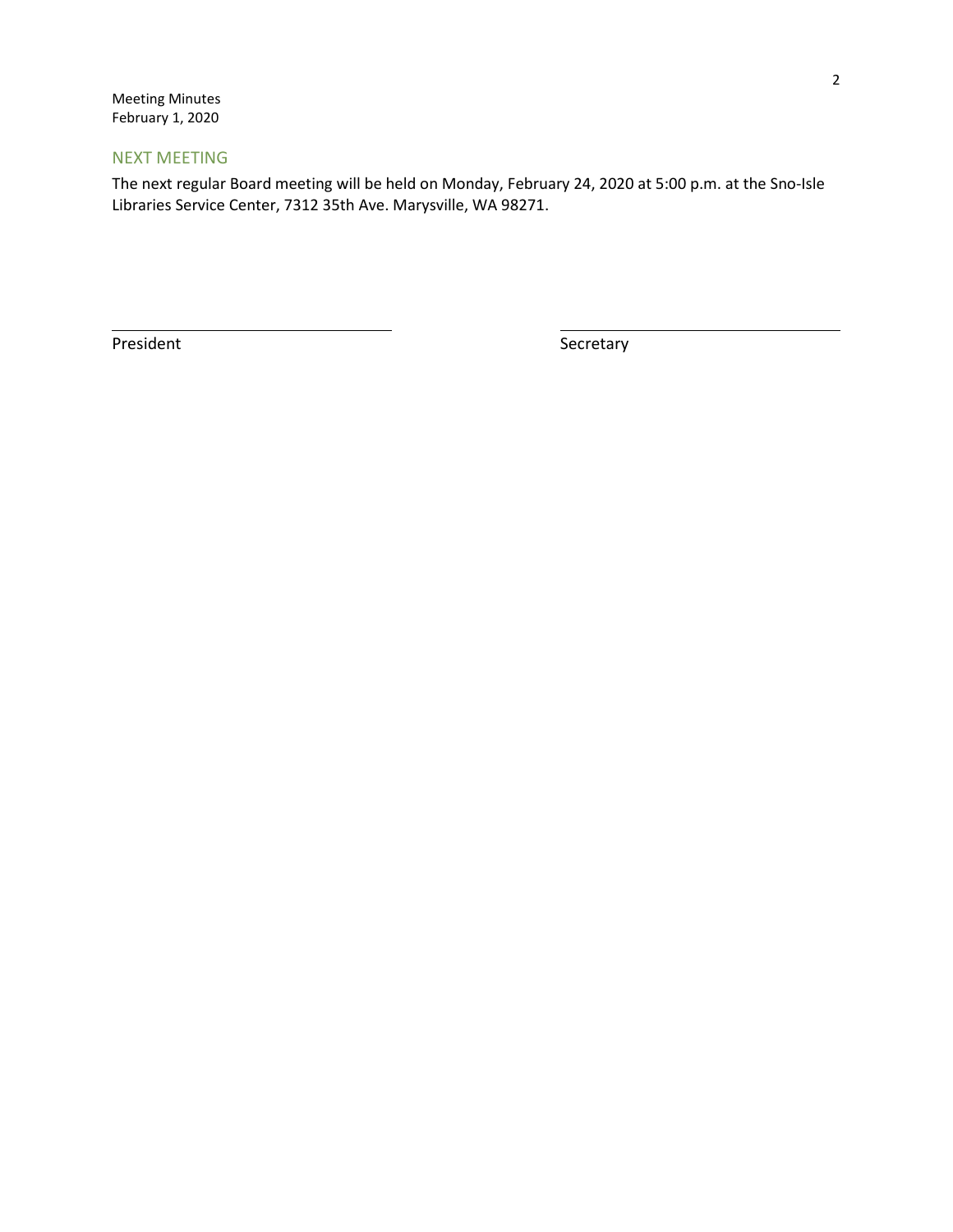## NEXT MEETING

The next regular Board meeting will be held on Monday, February 24, 2020 at 5:00 p.m. at the Sno-Isle Libraries Service Center, 7312 35th Ave. Marysville, WA 98271.

| | |
|---|---|
| President | Secretary |